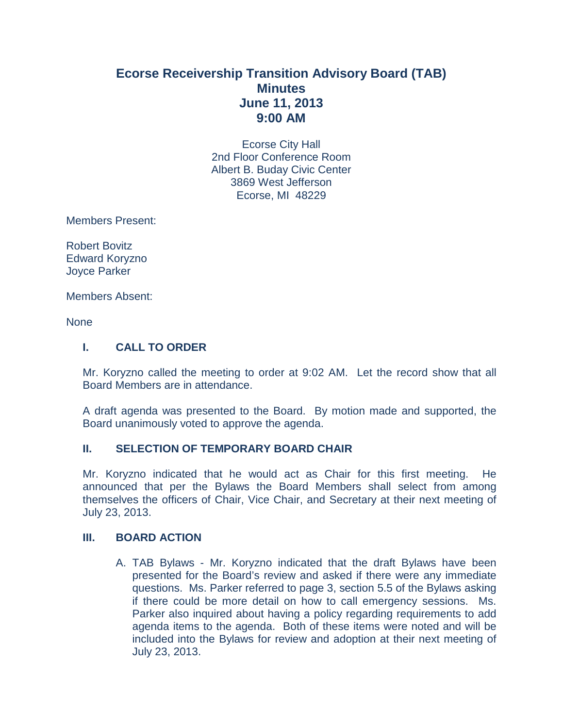# Ecorse Receivership Transition Advisory Board (TAB)
# Minutes
# June 11, 2013
# 9:00 AM

Ecorse City Hall
2nd Floor Conference Room
Albert B. Buday Civic Center
3869 West Jefferson
Ecorse, MI 48229

Members Present:

Robert Bovitz
Edward Koryzno
Joyce Parker

Members Absent:

None

## I. CALL TO ORDER

Mr. Koryzno called the meeting to order at 9:02 AM. Let the record show that all Board Members are in attendance.

A draft agenda was presented to the Board. By motion made and supported, the Board unanimously voted to approve the agenda.

## II. SELECTION OF TEMPORARY BOARD CHAIR

Mr. Koryzno indicated that he would act as Chair for this first meeting. He announced that per the Bylaws the Board Members shall select from among themselves the officers of Chair, Vice Chair, and Secretary at their next meeting of July 23, 2013.

## III. BOARD ACTION

A. TAB Bylaws - Mr. Koryzno indicated that the draft Bylaws have been presented for the Board's review and asked if there were any immediate questions. Ms. Parker referred to page 3, section 5.5 of the Bylaws asking if there could be more detail on how to call emergency sessions. Ms. Parker also inquired about having a policy regarding requirements to add agenda items to the agenda. Both of these items were noted and will be included into the Bylaws for review and adoption at their next meeting of July 23, 2013.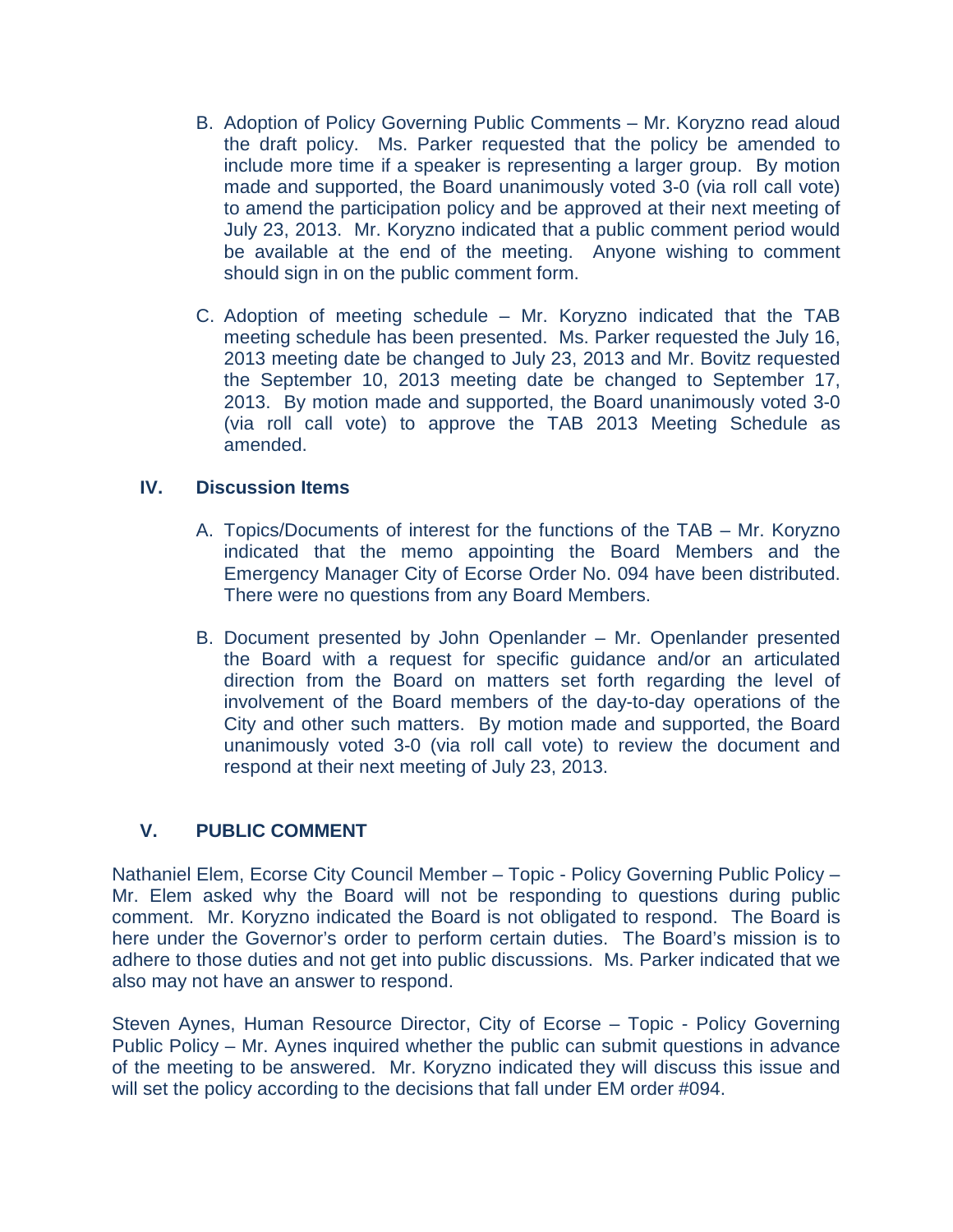B. Adoption of Policy Governing Public Comments – Mr. Koryzno read aloud the draft policy. Ms. Parker requested that the policy be amended to include more time if a speaker is representing a larger group. By motion made and supported, the Board unanimously voted 3-0 (via roll call vote) to amend the participation policy and be approved at their next meeting of July 23, 2013. Mr. Koryzno indicated that a public comment period would be available at the end of the meeting. Anyone wishing to comment should sign in on the public comment form.

C. Adoption of meeting schedule – Mr. Koryzno indicated that the TAB meeting schedule has been presented. Ms. Parker requested the July 16, 2013 meeting date be changed to July 23, 2013 and Mr. Bovitz requested the September 10, 2013 meeting date be changed to September 17, 2013. By motion made and supported, the Board unanimously voted 3-0 (via roll call vote) to approve the TAB 2013 Meeting Schedule as amended.

## IV. Discussion Items

A. Topics/Documents of interest for the functions of the TAB – Mr. Koryzno indicated that the memo appointing the Board Members and the Emergency Manager City of Ecorse Order No. 094 have been distributed. There were no questions from any Board Members.

B. Document presented by John Openlander – Mr. Openlander presented the Board with a request for specific guidance and/or an articulated direction from the Board on matters set forth regarding the level of involvement of the Board members of the day-to-day operations of the City and other such matters. By motion made and supported, the Board unanimously voted 3-0 (via roll call vote) to review the document and respond at their next meeting of July 23, 2013.

## V. PUBLIC COMMENT

Nathaniel Elem, Ecorse City Council Member – Topic - Policy Governing Public Policy – Mr. Elem asked why the Board will not be responding to questions during public comment. Mr. Koryzno indicated the Board is not obligated to respond. The Board is here under the Governor's order to perform certain duties. The Board's mission is to adhere to those duties and not get into public discussions. Ms. Parker indicated that we also may not have an answer to respond.

Steven Aynes, Human Resource Director, City of Ecorse – Topic - Policy Governing Public Policy – Mr. Aynes inquired whether the public can submit questions in advance of the meeting to be answered. Mr. Koryzno indicated they will discuss this issue and will set the policy according to the decisions that fall under EM order #094.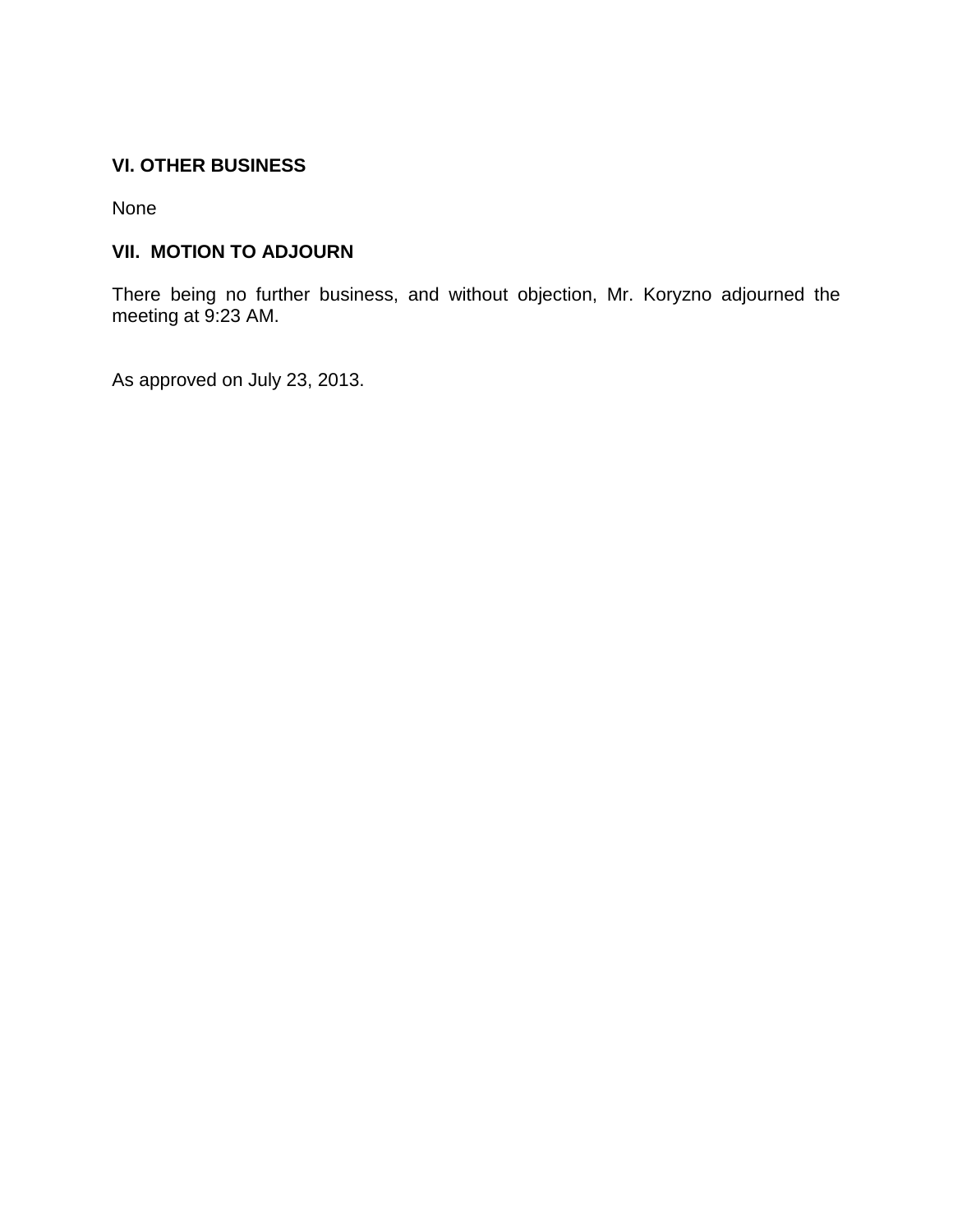**VI. OTHER BUSINESS**

None

**VII. MOTION TO ADJOURN**

There being no further business, and without objection, Mr. Koryzno adjourned the meeting at 9:23 AM.

As approved on July 23, 2013.